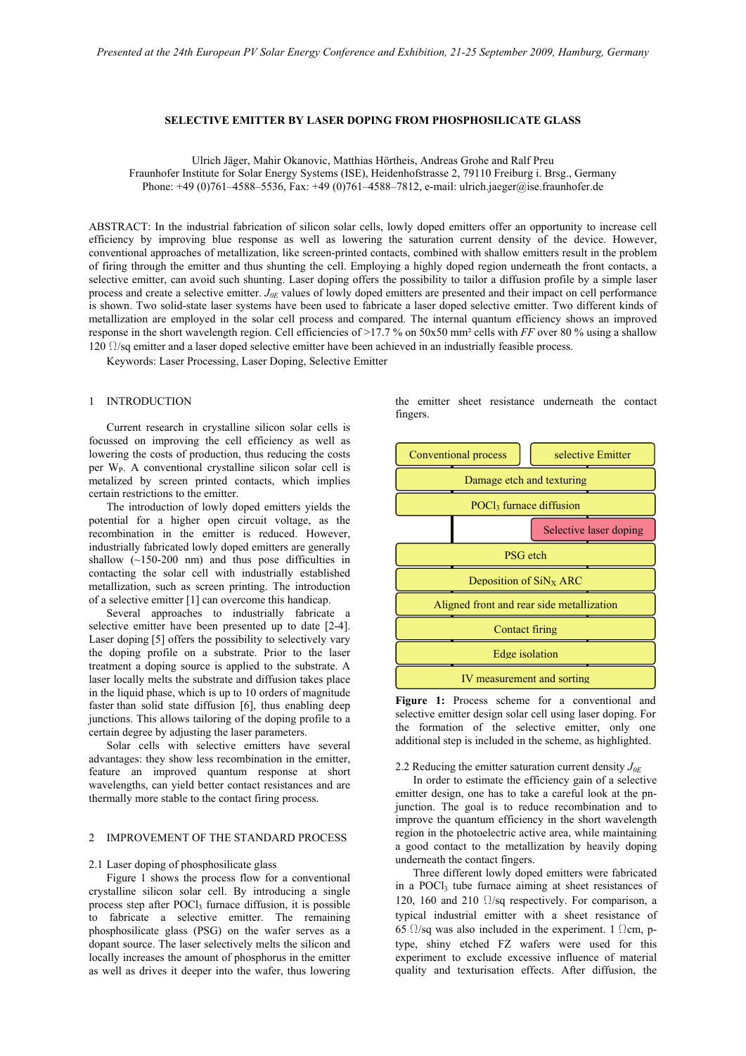# SELECTIVE EMITTER BY LASER DOPING FROM PHOSPHOSILICATE GLASS

Ulrich Jäger, Mahir Okanovic, Matthias Hörtheis, Andreas Grohe and Ralf Preu
Fraunhofer Institute for Solar Energy Systems (ISE), Heidenhofstrasse 2, 79110 Freiburg i. Brsg., Germany
Phone: +49 (0)761–4588–5536, Fax: +49 (0)761–4588–7812, e-mail: ulrich.jaeger@ise.fraunhofer.de

ABSTRACT: In the industrial fabrication of silicon solar cells, lowly doped emitters offer an opportunity to increase cell efficiency by improving blue response as well as lowering the saturation current density of the device. However, conventional approaches of metallization, like screen-printed contacts, combined with shallow emitters result in the problem of firing through the emitter and thus shunting the cell. Employing a highly doped region underneath the front contacts, a selective emitter, can avoid such shunting. Laser doping offers the possibility to tailor a diffusion profile by a simple laser process and create a selective emitter. $J_{0E}$ values of lowly doped emitters are presented and their impact on cell performance is shown. Two solid-state laser systems have been used to fabricate a laser doped selective emitter. Two different kinds of metallization are employed in the solar cell process and compared. The internal quantum efficiency shows an improved response in the short wavelength region. Cell efficiencies of >17.7 % on 50x50 mm² cells with *FF* over 80 % using a shallow 120 Ω/sq emitter and a laser doped selective emitter have been achieved in an industrially feasible process.

Keywords: Laser Processing, Laser Doping, Selective Emitter

## 1 INTRODUCTION

Current research in crystalline silicon solar cells is focussed on improving the cell efficiency as well as lowering the costs of production, thus reducing the costs per $W_P$. A conventional crystalline silicon solar cell is metalized by screen printed contacts, which implies certain restrictions to the emitter.

The introduction of lowly doped emitters yields the potential for a higher open circuit voltage, as the recombination in the emitter is reduced. However, industrially fabricated lowly doped emitters are generally shallow (~150-200 nm) and thus pose difficulties in contacting the solar cell with industrially established metallization, such as screen printing. The introduction of a selective emitter [1] can overcome this handicap.

Several approaches to industrially fabricate a selective emitter have been presented up to date [2-4]. Laser doping [5] offers the possibility to selectively vary the doping profile on a substrate. Prior to the laser treatment a doping source is applied to the substrate. A laser locally melts the substrate and diffusion takes place in the liquid phase, which is up to 10 orders of magnitude faster than solid state diffusion [6], thus enabling deep junctions. This allows tailoring of the doping profile to a certain degree by adjusting the laser parameters.

Solar cells with selective emitters have several advantages: they show less recombination in the emitter, feature an improved quantum response at short wavelengths, can yield better contact resistances and are thermally more stable to the contact firing process.

## 2 IMPROVEMENT OF THE STANDARD PROCESS

### 2.1 Laser doping of phosphosilicate glass

Figure 1 shows the process flow for a conventional crystalline silicon solar cell. By introducing a single process step after $POCl_3$ furnace diffusion, it is possible to fabricate a selective emitter. The remaining phosphosilicate glass (PSG) on the wafer serves as a dopant source. The laser selectively melts the silicon and locally increases the amount of phosphorus in the emitter as well as drives it deeper into the wafer, thus lowering the emitter sheet resistance underneath the contact fingers.

| Conventional process | selective Emitter |
|---|---|
| Damage etch and texturing | |
| $POCl_3$ furnace diffusion | |
| | Selective laser doping |
| PSG etch | |
| Deposition of $SiN_X$ ARC | |
| Aligned front and rear side metallization | |
| Contact firing | |
| Edge isolation | |
| IV measurement and sorting | |

**Figure 1:** Process scheme for a conventional and selective emitter design solar cell using laser doping. For the formation of the selective emitter, only one additional step is included in the scheme, as highlighted.

### 2.2 Reducing the emitter saturation current density $J_{0E}$

In order to estimate the efficiency gain of a selective emitter design, one has to take a careful look at the pn-junction. The goal is to reduce recombination and to improve the quantum efficiency in the short wavelength region in the photoelectric active area, while maintaining a good contact to the metallization by heavily doping underneath the contact fingers.

Three different lowly doped emitters were fabricated in a $POCl_3$ tube furnace aiming at sheet resistances of 120, 160 and 210 Ω/sq respectively. For comparison, a typical industrial emitter with a sheet resistance of 65 Ω/sq was also included in the experiment. 1 Ωcm, p-type, shiny etched FZ wafers were used for this experiment to exclude excessive influence of material quality and texturisation effects. After diffusion, the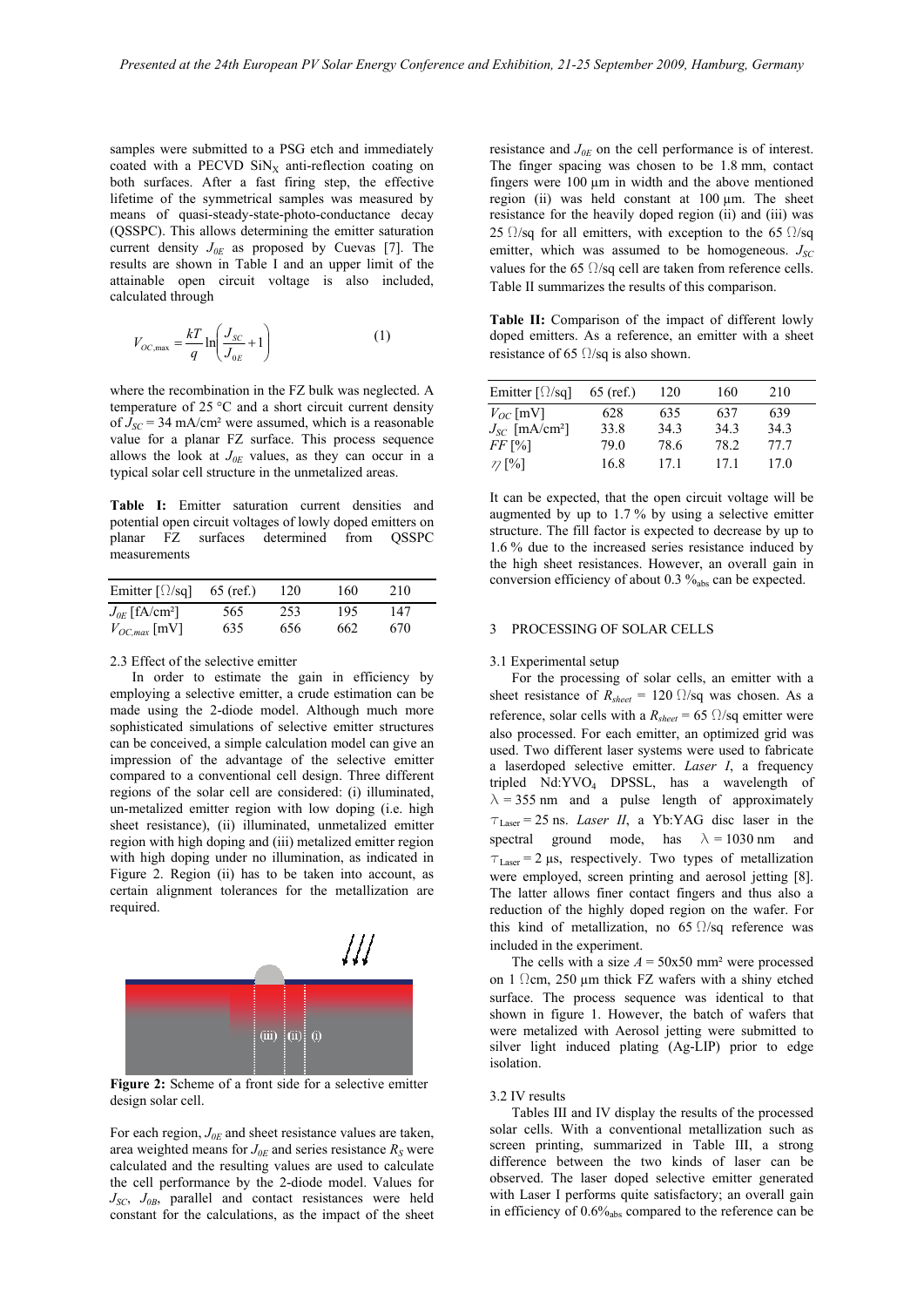samples were submitted to a PSG etch and immediately coated with a PECVD $SiN_X$ anti-reflection coating on both surfaces. After a fast firing step, the effective lifetime of the symmetrical samples was measured by means of quasi-steady-state-photo-conductance decay (QSSPC). This allows determining the emitter saturation current density $J_{0E}$ as proposed by Cuevas [7]. The results are shown in Table I and an upper limit of the attainable open circuit voltage is also included, calculated through

$$V_{OC,\max} = \frac{kT}{q} \ln\left(\frac{J_{SC}}{J_{0E}} + 1\right) \quad (1)$$

where the recombination in the FZ bulk was neglected. A temperature of 25 °C and a short circuit current density of $J_{SC}$ = 34 mA/cm² were assumed, which is a reasonable value for a planar FZ surface. This process sequence allows the look at $J_{0E}$ values, as they can occur in a typical solar cell structure in the unmetalized areas.

**Table I:** Emitter saturation current densities and potential open circuit voltages of lowly doped emitters on planar FZ surfaces determined from QSSPC measurements

| Emitter [Ω/sq] | 65 (ref.) | 120 | 160 | 210 |
|---|---|---|---|---|
| $J_{0E}$ [fA/cm²] | 565 | 253 | 195 | 147 |
| $V_{OC,max}$ [mV] | 635 | 656 | 662 | 670 |

### 2.3 Effect of the selective emitter

In order to estimate the gain in efficiency by employing a selective emitter, a crude estimation can be made using the 2-diode model. Although much more sophisticated simulations of selective emitter structures can be conceived, a simple calculation model can give an impression of the advantage of the selective emitter compared to a conventional cell design. Three different regions of the solar cell are considered: (i) illuminated, un-metalized emitter region with low doping (i.e. high sheet resistance), (ii) illuminated, unmetalized emitter region with high doping and (iii) metalized emitter region with high doping under no illumination, as indicated in Figure 2. Region (ii) has to be taken into account, as certain alignment tolerances for the metallization are required.

**Figure 2:** Scheme of a front side for a selective emitter design solar cell.

For each region, $J_{0E}$ and sheet resistance values are taken, area weighted means for $J_{0E}$ and series resistance $R_S$ were calculated and the resulting values are used to calculate the cell performance by the 2-diode model. Values for $J_{SC}$, $J_{0B}$, parallel and contact resistances were held constant for the calculations, as the impact of the sheet resistance and $J_{0E}$ on the cell performance is of interest. The finger spacing was chosen to be 1.8 mm, contact fingers were 100 µm in width and the above mentioned region (ii) was held constant at 100 µm. The sheet resistance for the heavily doped region (ii) and (iii) was 25 Ω/sq for all emitters, with exception to the 65 Ω/sq emitter, which was assumed to be homogeneous. $J_{SC}$ values for the 65 Ω/sq cell are taken from reference cells. Table II summarizes the results of this comparison.

**Table II:** Comparison of the impact of different lowly doped emitters. As a reference, an emitter with a sheet resistance of 65 Ω/sq is also shown.

| Emitter [Ω/sq] | 65 (ref.) | 120 | 160 | 210 |
|---|---|---|---|---|
| $V_{OC}$ [mV] | 628 | 635 | 637 | 639 |
| $J_{SC}$ [mA/cm²] | 33.8 | 34.3 | 34.3 | 34.3 |
| $FF$ [%] | 79.0 | 78.6 | 78.2 | 77.7 |
| $\eta$ [%] | 16.8 | 17.1 | 17.1 | 17.0 |

It can be expected, that the open circuit voltage will be augmented by up to 1.7 % by using a selective emitter structure. The fill factor is expected to decrease by up to 1.6 % due to the increased series resistance induced by the high sheet resistances. However, an overall gain in conversion efficiency of about 0.3 $\%_{abs}$ can be expected.

## 3 PROCESSING OF SOLAR CELLS

### 3.1 Experimental setup

For the processing of solar cells, an emitter with a sheet resistance of $R_{sheet}$ = 120 Ω/sq was chosen. As a reference, solar cells with a $R_{sheet}$ = 65 Ω/sq emitter were also processed. For each emitter, an optimized grid was used. Two different laser systems were used to fabricate a laserdoped selective emitter. *Laser I*, a frequency tripled Nd:$YVO_4$ DPSSL, has a wavelength of $\lambda$ = 355 nm and a pulse length of approximately $\tau_{Laser}$ = 25 ns. *Laser II*, a Yb:YAG disc laser in the spectral ground mode, has $\lambda$ = 1030 nm and $\tau_{Laser}$ = 2 µs, respectively. Two types of metallization were employed, screen printing and aerosol jetting [8]. The latter allows finer contact fingers and thus also a reduction of the highly doped region on the wafer. For this kind of metallization, no 65 Ω/sq reference was included in the experiment.

The cells with a size $A$ = 50x50 mm² were processed on 1 Ωcm, 250 µm thick FZ wafers with a shiny etched surface. The process sequence was identical to that shown in figure 1. However, the batch of wafers that were metalized with Aerosol jetting were submitted to silver light induced plating (Ag-LIP) prior to edge isolation.

### 3.2 IV results

Tables III and IV display the results of the processed solar cells. With a conventional metallization such as screen printing, summarized in Table III, a strong difference between the two kinds of laser can be observed. The laser doped selective emitter generated with Laser I performs quite satisfactory; an overall gain in efficiency of 0.6$\%_{abs}$ compared to the reference can be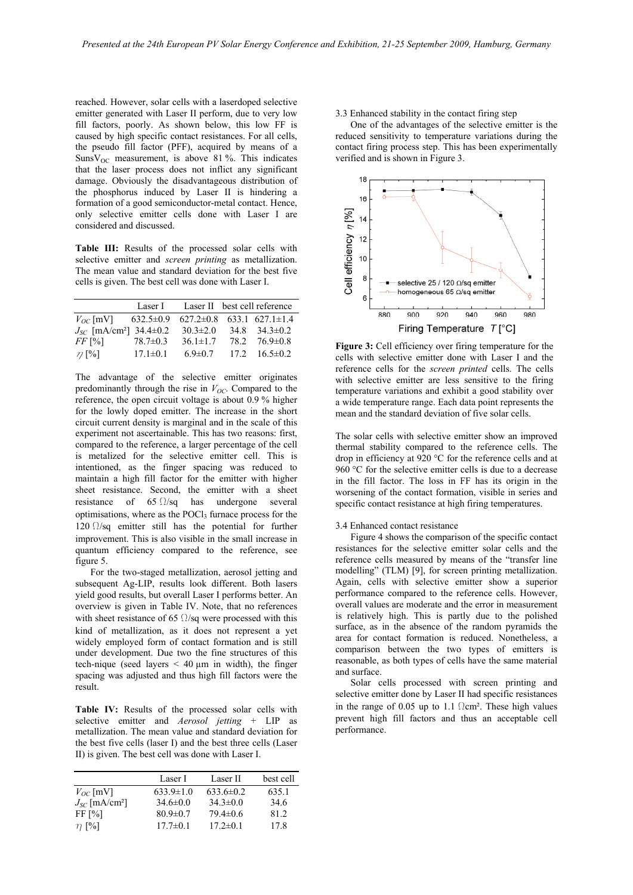reached. However, solar cells with a laserdoped selective emitter generated with Laser II perform, due to very low fill factors, poorly. As shown below, this low FF is caused by high specific contact resistances. For all cells, the pseudo fill factor (PFF), acquired by means of a $SunsV_{OC}$ measurement, is above 81 %. This indicates that the laser process does not inflict any significant damage. Obviously the disadvantageous distribution of the phosphorus induced by Laser II is hindering a formation of a good semiconductor-metal contact. Hence, only selective emitter cells done with Laser I are considered and discussed.

**Table III:** Results of the processed solar cells with selective emitter and *screen printing* as metallization. The mean value and standard deviation for the best five cells is given. The best cell was done with Laser I.

| | Laser I | Laser II | best cell | reference |
|---|---|---|---|---|
| $V_{OC}$ [mV] | 632.5±0.9 | 627.2±0.8 | 633.1 | 627.1±1.4 |
| $J_{SC}$ [mA/cm²] | 34.4±0.2 | 30.3±2.0 | 34.8 | 34.3±0.2 |
| $FF$ [%] | 78.7±0.3 | 36.1±1.7 | 78.2 | 76.9±0.8 |
| $\eta$ [%] | 17.1±0.1 | 6.9±0.7 | 17.2 | 16.5±0.2 |

The advantage of the selective emitter originates predominantly through the rise in $V_{OC}$. Compared to the reference, the open circuit voltage is about 0.9 % higher for the lowly doped emitter. The increase in the short circuit current density is marginal and in the scale of this experiment not ascertainable. This has two reasons: first, compared to the reference, a larger percentage of the cell is metalized for the selective emitter cell. This is intentioned, as the finger spacing was reduced to maintain a high fill factor for the emitter with higher sheet resistance. Second, the emitter with a sheet resistance of 65 Ω/sq has undergone several optimisations, where as the $POCl_3$ furnace process for the 120 Ω/sq emitter still has the potential for further improvement. This is also visible in the small increase in quantum efficiency compared to the reference, see figure 5.

For the two-staged metallization, aerosol jetting and subsequent Ag-LIP, results look different. Both lasers yield good results, but overall Laser I performs better. An overview is given in Table IV. Note, that no references with sheet resistance of 65 Ω/sq were processed with this kind of metallization, as it does not represent a yet widely employed form of contact formation and is still under development. Due two the fine structures of this tech-nique (seed layers < 40 µm in width), the finger spacing was adjusted and thus high fill factors were the result.

**Table IV:** Results of the processed solar cells with selective emitter and *Aerosol jetting* + LIP as metallization. The mean value and standard deviation for the best five cells (laser I) and the best three cells (Laser II) is given. The best cell was done with Laser I.

| | Laser I | Laser II | best cell |
|---|---|---|---|
| $V_{OC}$ [mV] | 633.9±1.0 | 633.6±0.2 | 635.1 |
| $J_{SC}$ [mA/cm²] | 34.6±0.0 | 34.3±0.0 | 34.6 |
| FF [%] | 80.9±0.7 | 79.4±0.6 | 81.2 |
| $\eta$ [%] | 17.7±0.1 | 17.2±0.1 | 17.8 |

3.3 Enhanced stability in the contact firing step

One of the advantages of the selective emitter is the reduced sensitivity to temperature variations during the contact firing process step. This has been experimentally verified and is shown in Figure 3.

**Figure 3:** Cell efficiency over firing temperature for the cells with selective emitter done with Laser I and the reference cells for the *screen printed* cells. The cells with selective emitter are less sensitive to the firing temperature variations and exhibit a good stability over a wide temperature range. Each data point represents the mean and the standard deviation of five solar cells.

The solar cells with selective emitter show an improved thermal stability compared to the reference cells. The drop in efficiency at 920 °C for the reference cells and at 960 °C for the selective emitter cells is due to a decrease in the fill factor. The loss in FF has its origin in the worsening of the contact formation, visible in series and specific contact resistance at high firing temperatures.

3.4 Enhanced contact resistance

Figure 4 shows the comparison of the specific contact resistances for the selective emitter solar cells and the reference cells measured by means of the "transfer line modelling" (TLM) [9], for screen printing metallization. Again, cells with selective emitter show a superior performance compared to the reference cells. However, overall values are moderate and the error in measurement is relatively high. This is partly due to the polished surface, as in the absence of the random pyramids the area for contact formation is reduced. Nonetheless, a comparison between the two types of emitters is reasonable, as both types of cells have the same material and surface.

Solar cells processed with screen printing and selective emitter done by Laser II had specific resistances in the range of 0.05 up to 1.1 Ωcm². These high values prevent high fill factors and thus an acceptable cell performance.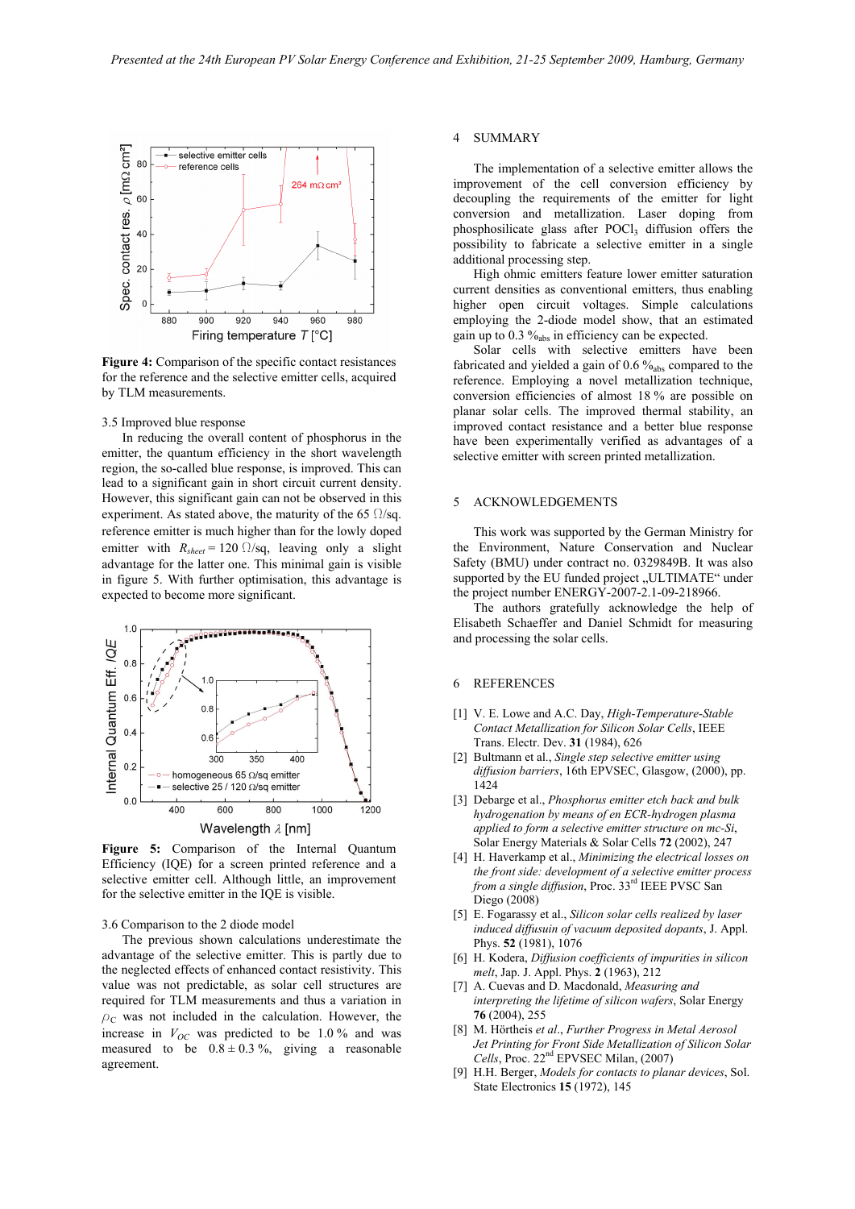Spec. contact res. ρ [mΩ cm²]

selective emitter cells
reference cells

264 mΩ cm²

0
20
40
60
80

880 900 920 940 960 980

Firing temperature T [°C]

**Figure 4:** Comparison of the specific contact resistances for the reference and the selective emitter cells, acquired by TLM measurements.

### 3.5 Improved blue response

In reducing the overall content of phosphorus in the emitter, the quantum efficiency in the short wavelength region, the so-called blue response, is improved. This can lead to a significant gain in short circuit current density. However, this significant gain can not be observed in this experiment. As stated above, the maturity of the 65 Ω/sq. reference emitter is much higher than for the lowly doped emitter with $R_{sheet}$ = 120 Ω/sq, leaving only a slight advantage for the latter one. This minimal gain is visible in figure 5. With further optimisation, this advantage is expected to become more significant.

Internal Quantum Eff. IQE

0.0
0.2
0.4
0.6
0.8
1.0

400 600 800 1000 1200

Wavelength λ [nm]

0.6
0.8
1.0

300 350 400

homogeneous 65 Ω/sq emitter
selective 25 / 120 Ω/sq emitter

**Figure 5:** Comparison of the Internal Quantum Efficiency (IQE) for a screen printed reference and a selective emitter cell. Although little, an improvement for the selective emitter in the IQE is visible.

### 3.6 Comparison to the 2 diode model

The previous shown calculations underestimate the advantage of the selective emitter. This is partly due to the neglected effects of enhanced contact resistivity. This value was not predictable, as solar cell structures are required for TLM measurements and thus a variation in $\rho_C$ was not included in the calculation. However, the increase in $V_{OC}$ was predicted to be 1.0 % and was measured to be 0.8 ± 0.3 %, giving a reasonable agreement.

## 4 SUMMARY

The implementation of a selective emitter allows the improvement of the cell conversion efficiency by decoupling the requirements of the emitter for light conversion and metallization. Laser doping from phosphosilicate glass after $POCl_3$ diffusion offers the possibility to fabricate a selective emitter in a single additional processing step.

High ohmic emitters feature lower emitter saturation current densities as conventional emitters, thus enabling higher open circuit voltages. Simple calculations employing the 2-diode model show, that an estimated gain up to 0.3 $\%_{abs}$ in efficiency can be expected.

Solar cells with selective emitters have been fabricated and yielded a gain of 0.6 $\%_{abs}$ compared to the reference. Employing a novel metallization technique, conversion efficiencies of almost 18 % are possible on planar solar cells. The improved thermal stability, an improved contact resistance and a better blue response have been experimentally verified as advantages of a selective emitter with screen printed metallization.

## 5 ACKNOWLEDGEMENTS

This work was supported by the German Ministry for the Environment, Nature Conservation and Nuclear Safety (BMU) under contract no. 0329849B. It was also supported by the EU funded project „ULTIMATE" under the project number ENERGY-2007-2.1-09-218966.

The authors gratefully acknowledge the help of Elisabeth Schaeffer and Daniel Schmidt for measuring and processing the solar cells.

## 6 REFERENCES

[1] V. E. Lowe and A.C. Day, *High-Temperature-Stable Contact Metallization for Silicon Solar Cells*, IEEE Trans. Electr. Dev. **31** (1984), 626

[2] Bultmann et al., *Single step selective emitter using diffusion barriers*, 16th EPVSEC, Glasgow, (2000), pp. 1424

[3] Debarge et al., *Phosphorus emitter etch back and bulk hydrogenation by means of en ECR-hydrogen plasma applied to form a selective emitter structure on mc-Si*, Solar Energy Materials & Solar Cells **72** (2002), 247

[4] H. Haverkamp et al., *Minimizing the electrical losses on the front side: development of a selective emitter process from a single diffusion*, Proc. 33rd IEEE PVSC San Diego (2008)

[5] E. Fogarassy et al., *Silicon solar cells realized by laser induced diffusuin of vacuum deposited dopants*, J. Appl. Phys. **52** (1981), 1076

[6] H. Kodera, *Diffusion coefficients of impurities in silicon melt*, Jap. J. Appl. Phys. **2** (1963), 212

[7] A. Cuevas and D. Macdonald, *Measuring and interpreting the lifetime of silicon wafers*, Solar Energy **76** (2004), 255

[8] M. Hörtheis *et al.*, *Further Progress in Metal Aerosol Jet Printing for Front Side Metallization of Silicon Solar Cells*, Proc. 22nd EPVSEC Milan, (2007)

[9] H.H. Berger, *Models for contacts to planar devices*, Sol. State Electronics **15** (1972), 145